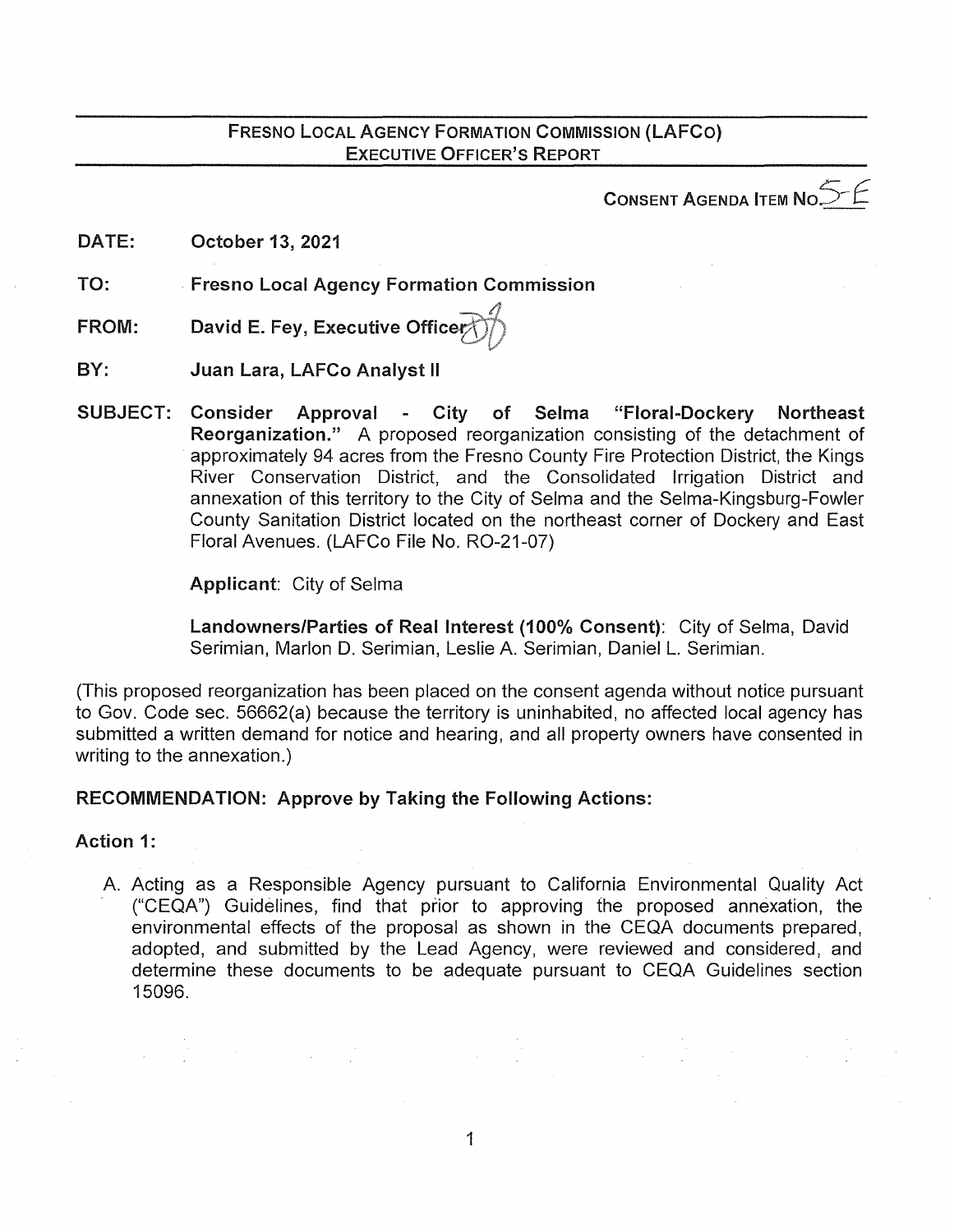# FRESNO LOCAL AGENCY FORMATION COMMISSION (LAFCO)
## EXECUTIVE OFFICER'S REPORT

**CONSENT AGENDA ITEM NO.** 5-E

**DATE:** **October 13, 2021**

**TO:** **Fresno Local Agency Formation Commission**

**FROM:** **David E. Fey, Executive Officer**

**BY:** **Juan Lara, LAFCo Analyst II**

**SUBJECT:** **Consider Approval - City of Selma "Floral-Dockery Northeast Reorganization."** A proposed reorganization consisting of the detachment of approximately 94 acres from the Fresno County Fire Protection District, the Kings River Conservation District, and the Consolidated Irrigation District and annexation of this territory to the City of Selma and the Selma-Kingsburg-Fowler County Sanitation District located on the northeast corner of Dockery and East Floral Avenues. (LAFCo File No. RO-21-07)

**Applicant**: City of Selma

**Landowners/Parties of Real Interest (100% Consent)**: City of Selma, David Serimian, Marlon D. Serimian, Leslie A. Serimian, Daniel L. Serimian.

(This proposed reorganization has been placed on the consent agenda without notice pursuant to Gov. Code sec. 56662(a) because the territory is uninhabited, no affected local agency has submitted a written demand for notice and hearing, and all property owners have consented in writing to the annexation.)

**RECOMMENDATION: Approve by Taking the Following Actions:**

**Action 1:**

A. Acting as a Responsible Agency pursuant to California Environmental Quality Act ("CEQA") Guidelines, find that prior to approving the proposed annexation, the environmental effects of the proposal as shown in the CEQA documents prepared, adopted, and submitted by the Lead Agency, were reviewed and considered, and determine these documents to be adequate pursuant to CEQA Guidelines section 15096.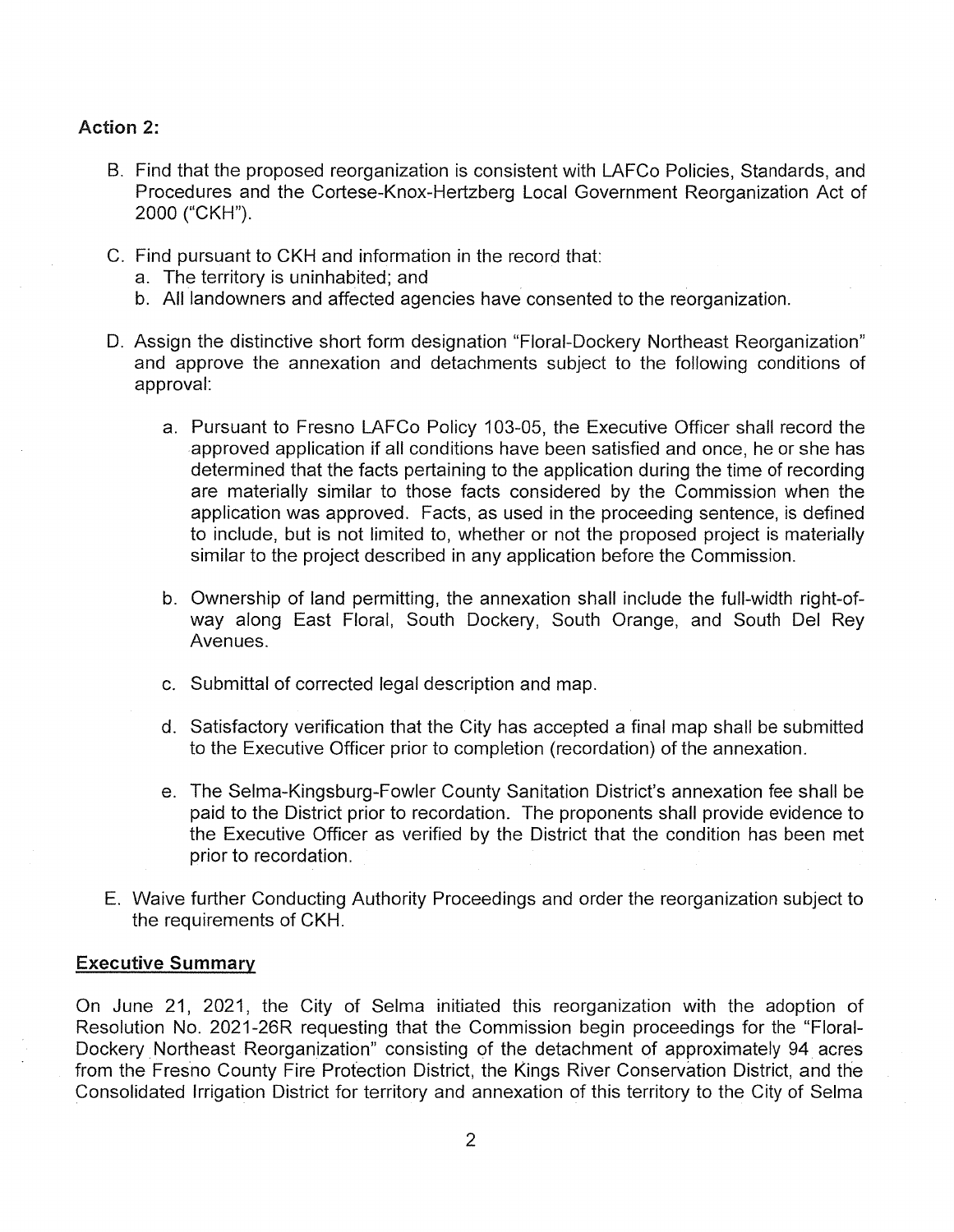**Action 2:**

B. Find that the proposed reorganization is consistent with LAFCo Policies, Standards, and Procedures and the Cortese-Knox-Hertzberg Local Government Reorganization Act of 2000 ("CKH").

C. Find pursuant to CKH and information in the record that:
   a. The territory is uninhabited; and
   b. All landowners and affected agencies have consented to the reorganization.

D. Assign the distinctive short form designation "Floral-Dockery Northeast Reorganization" and approve the annexation and detachments subject to the following conditions of approval:

   a. Pursuant to Fresno LAFCo Policy 103-05, the Executive Officer shall record the approved application if all conditions have been satisfied and once, he or she has determined that the facts pertaining to the application during the time of recording are materially similar to those facts considered by the Commission when the application was approved. Facts, as used in the proceeding sentence, is defined to include, but is not limited to, whether or not the proposed project is materially similar to the project described in any application before the Commission.

   b. Ownership of land permitting, the annexation shall include the full-width right-of-way along East Floral, South Dockery, South Orange, and South Del Rey Avenues.

   c. Submittal of corrected legal description and map.

   d. Satisfactory verification that the City has accepted a final map shall be submitted to the Executive Officer prior to completion (recordation) of the annexation.

   e. The Selma-Kingsburg-Fowler County Sanitation District's annexation fee shall be paid to the District prior to recordation. The proponents shall provide evidence to the Executive Officer as verified by the District that the condition has been met prior to recordation.

E. Waive further Conducting Authority Proceedings and order the reorganization subject to the requirements of CKH.

## Executive Summary

On June 21, 2021, the City of Selma initiated this reorganization with the adoption of Resolution No. 2021-26R requesting that the Commission begin proceedings for the "Floral-Dockery Northeast Reorganization" consisting of the detachment of approximately 94 acres from the Fresno County Fire Protection District, the Kings River Conservation District, and the Consolidated Irrigation District for territory and annexation of this territory to the City of Selma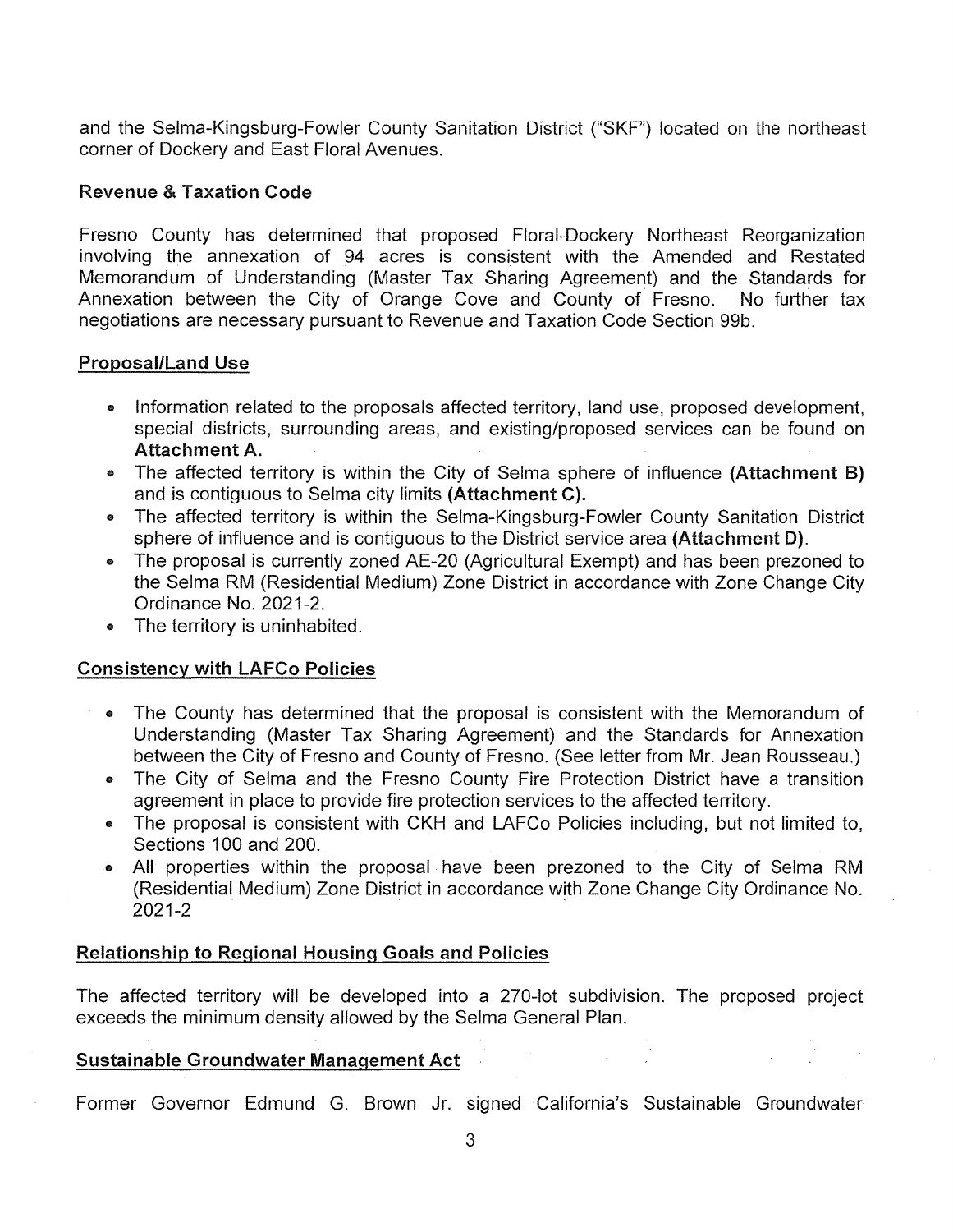and the Selma-Kingsburg-Fowler County Sanitation District ("SKF") located on the northeast corner of Dockery and East Floral Avenues.

**Revenue & Taxation Code**

Fresno County has determined that proposed Floral-Dockery Northeast Reorganization involving the annexation of 94 acres is consistent with the Amended and Restated Memorandum of Understanding (Master Tax Sharing Agreement) and the Standards for Annexation between the City of Orange Cove and County of Fresno. No further tax negotiations are necessary pursuant to Revenue and Taxation Code Section 99b.

**Proposal/Land Use**

- Information related to the proposals affected territory, land use, proposed development, special districts, surrounding areas, and existing/proposed services can be found on **Attachment A.**
- The affected territory is within the City of Selma sphere of influence **(Attachment B)** and is contiguous to Selma city limits **(Attachment C).**
- The affected territory is within the Selma-Kingsburg-Fowler County Sanitation District sphere of influence and is contiguous to the District service area **(Attachment D).**
- The proposal is currently zoned AE-20 (Agricultural Exempt) and has been prezoned to the Selma RM (Residential Medium) Zone District in accordance with Zone Change City Ordinance No. 2021-2.
- The territory is uninhabited.

**Consistency with LAFCo Policies**

- The County has determined that the proposal is consistent with the Memorandum of Understanding (Master Tax Sharing Agreement) and the Standards for Annexation between the City of Fresno and County of Fresno. (See letter from Mr. Jean Rousseau.)
- The City of Selma and the Fresno County Fire Protection District have a transition agreement in place to provide fire protection services to the affected territory.
- The proposal is consistent with CKH and LAFCo Policies including, but not limited to, Sections 100 and 200.
- All properties within the proposal have been prezoned to the City of Selma RM (Residential Medium) Zone District in accordance with Zone Change City Ordinance No. 2021-2

**Relationship to Regional Housing Goals and Policies**

The affected territory will be developed into a 270-lot subdivision. The proposed project exceeds the minimum density allowed by the Selma General Plan.

**Sustainable Groundwater Management Act**

Former Governor Edmund G. Brown Jr. signed California's Sustainable Groundwater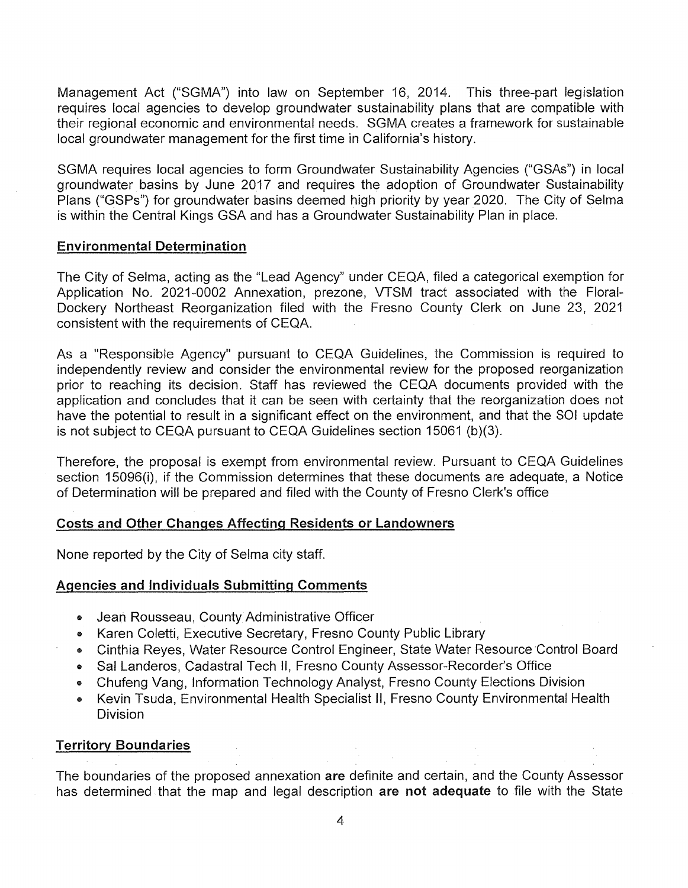Management Act ("SGMA") into law on September 16, 2014. This three-part legislation requires local agencies to develop groundwater sustainability plans that are compatible with their regional economic and environmental needs. SGMA creates a framework for sustainable local groundwater management for the first time in California's history.

SGMA requires local agencies to form Groundwater Sustainability Agencies ("GSAs") in local groundwater basins by June 2017 and requires the adoption of Groundwater Sustainability Plans ("GSPs") for groundwater basins deemed high priority by year 2020. The City of Selma is within the Central Kings GSA and has a Groundwater Sustainability Plan in place.

## Environmental Determination

The City of Selma, acting as the "Lead Agency" under CEQA, filed a categorical exemption for Application No. 2021-0002 Annexation, prezone, VTSM tract associated with the Floral-Dockery Northeast Reorganization filed with the Fresno County Clerk on June 23, 2021 consistent with the requirements of CEQA.

As a "Responsible Agency" pursuant to CEQA Guidelines, the Commission is required to independently review and consider the environmental review for the proposed reorganization prior to reaching its decision. Staff has reviewed the CEQA documents provided with the application and concludes that it can be seen with certainty that the reorganization does not have the potential to result in a significant effect on the environment, and that the SOI update is not subject to CEQA pursuant to CEQA Guidelines section 15061 (b)(3).

Therefore, the proposal is exempt from environmental review. Pursuant to CEQA Guidelines section 15096(i), if the Commission determines that these documents are adequate, a Notice of Determination will be prepared and filed with the County of Fresno Clerk's office

## Costs and Other Changes Affecting Residents or Landowners

None reported by the City of Selma city staff.

## Agencies and Individuals Submitting Comments

- Jean Rousseau, County Administrative Officer
- Karen Coletti, Executive Secretary, Fresno County Public Library
- Cinthia Reyes, Water Resource Control Engineer, State Water Resource Control Board
- Sal Landeros, Cadastral Tech II, Fresno County Assessor-Recorder's Office
- Chufeng Vang, Information Technology Analyst, Fresno County Elections Division
- Kevin Tsuda, Environmental Health Specialist II, Fresno County Environmental Health Division

## Territory Boundaries

The boundaries of the proposed annexation **are** definite and certain, and the County Assessor has determined that the map and legal description **are not adequate** to file with the State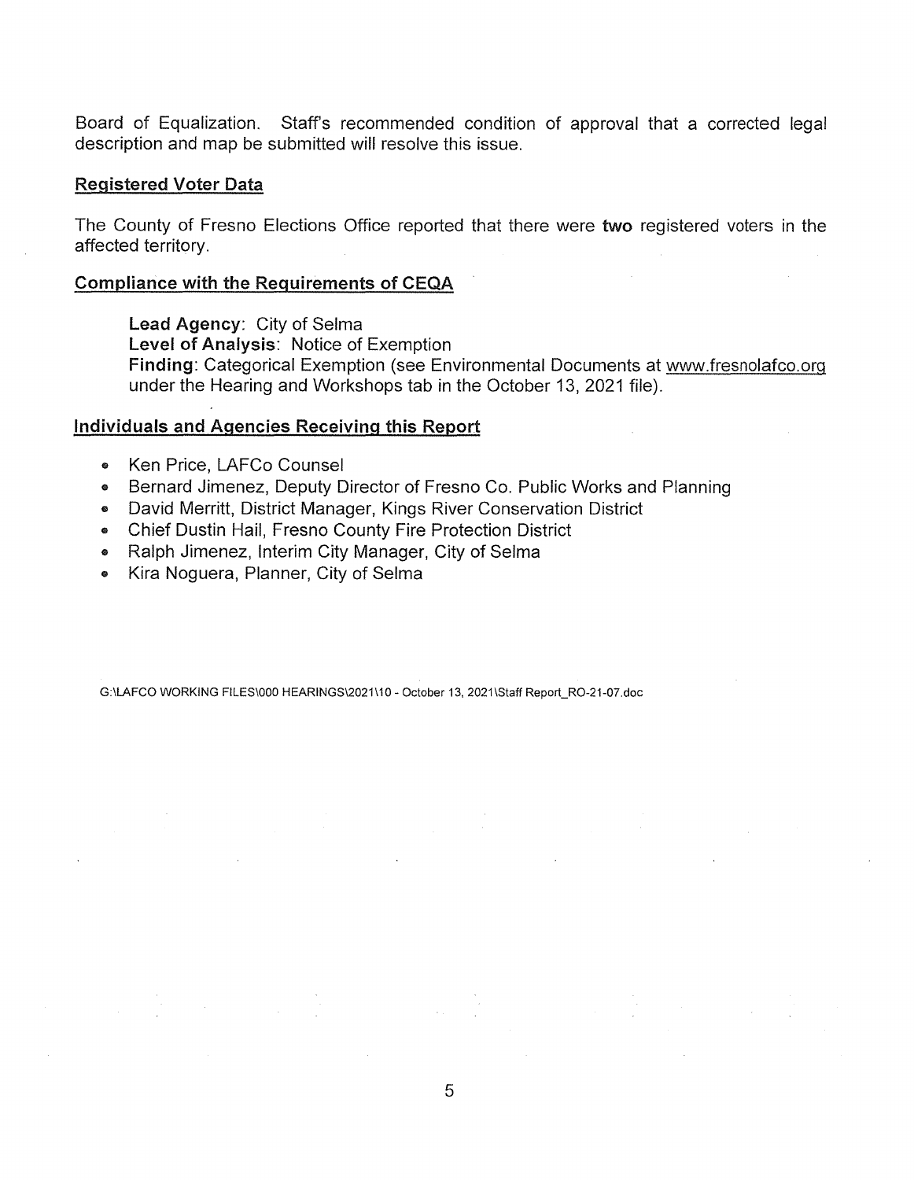Board of Equalization. Staff's recommended condition of approval that a corrected legal description and map be submitted will resolve this issue.

## Registered Voter Data

The County of Fresno Elections Office reported that there were **two** registered voters in the affected territory.

## Compliance with the Requirements of CEQA

**Lead Agency**: City of Selma
**Level of Analysis**: Notice of Exemption
**Finding**: Categorical Exemption (see Environmental Documents at www.fresnolafco.org under the Hearing and Workshops tab in the October 13, 2021 file).

## Individuals and Agencies Receiving this Report

- Ken Price, LAFCo Counsel
- Bernard Jimenez, Deputy Director of Fresno Co. Public Works and Planning
- David Merritt, District Manager, Kings River Conservation District
- Chief Dustin Hail, Fresno County Fire Protection District
- Ralph Jimenez, Interim City Manager, City of Selma
- Kira Noguera, Planner, City of Selma

G:\LAFCO WORKING FILES\000 HEARINGS\2021\10 - October 13, 2021\Staff Report_RO-21-07.doc